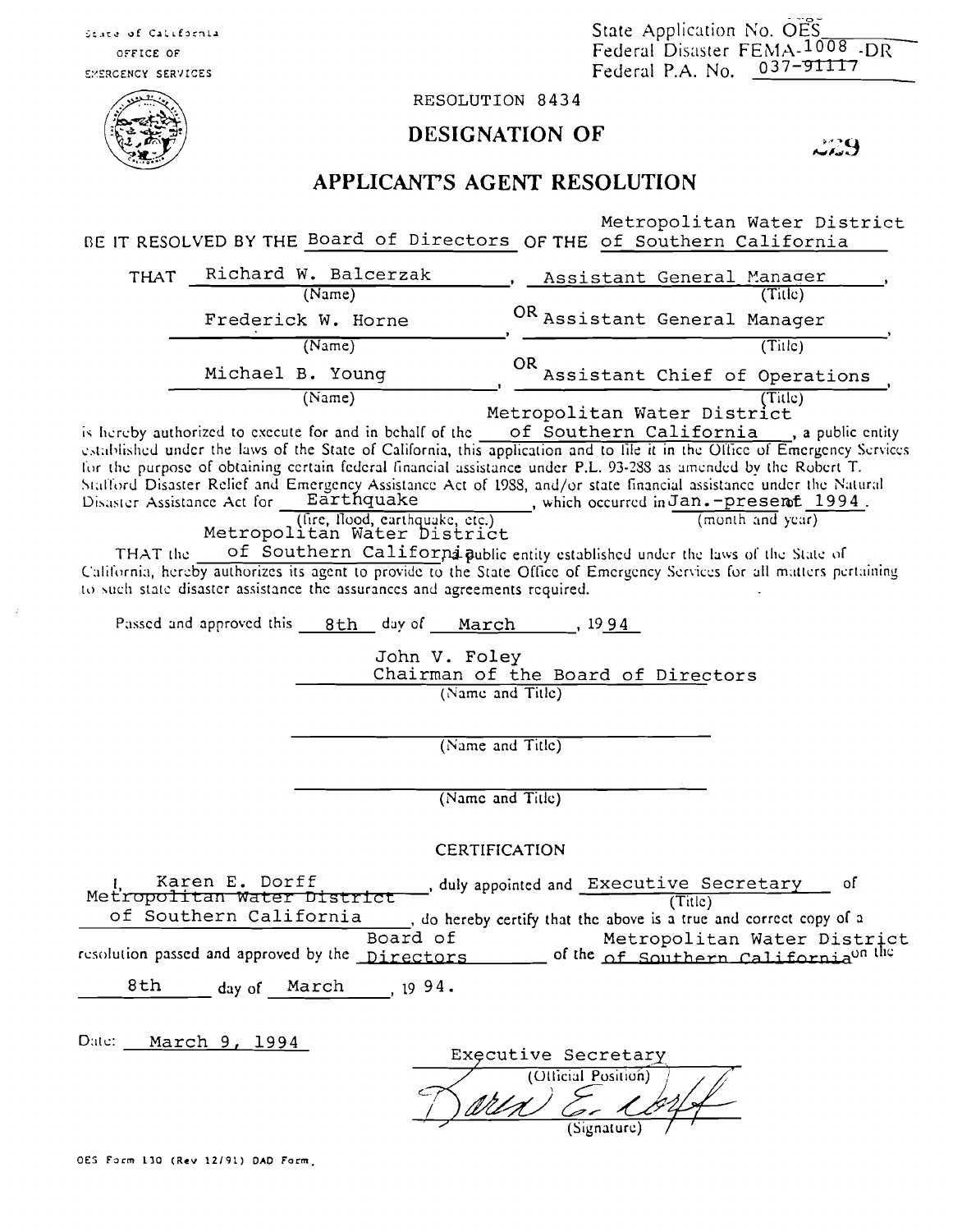State of California
OFFICE OF
EMERGENCY SERVICES

State Application No. OES
Federal Disaster FEMA-1008 -DR
Federal P.A. No. 037-91117

RESOLUTION 8434

# DESIGNATION OF

229

# APPLICANT'S AGENT RESOLUTION

BE IT RESOLVED BY THE Board of Directors OF THE Metropolitan Water District of Southern California

THAT Richard W. Balcerzak (Name), Assistant General Manager (Title),

Frederick W. Horne (Name), OR Assistant General Manager (Title),

Michael B. Young (Name), OR Assistant Chief of Operations (Title),

is hereby authorized to execute for and in behalf of the Metropolitan Water District of Southern California, a public entity established under the laws of the State of California, this application and to file it in the Office of Emergency Services for the purpose of obtaining certain federal financial assistance under P.L. 93-288 as amended by the Robert T. Stafford Disaster Relief and Emergency Assistance Act of 1988, and/or state financial assistance under the Natural Disaster Assistance Act for Earthquake (fire, flood, earthquake, etc.), which occurred in Jan.-present 1994 (month and year).

THAT the Metropolitan Water District of Southern California public entity established under the laws of the State of California, hereby authorizes its agent to provide to the State Office of Emergency Services for all matters pertaining to such state disaster assistance the assurances and agreements required.

Passed and approved this 8th day of March, 1994

John V. Foley
Chairman of the Board of Directors
(Name and Title)

(Name and Title)

(Name and Title)

## CERTIFICATION

I, Karen E. Dorff, duly appointed and Executive Secretary (Title) of Metropolitan Water District of Southern California, do hereby certify that the above is a true and correct copy of a resolution passed and approved by the Board of Directors of the Metropolitan Water District of Southern California on the 8th day of March, 1994.

Date: March 9, 1994

Executive Secretary
(Official Position)

Karen E. Dorff
(Signature)

OES Form 130 (Rev 12/91) DAD Form.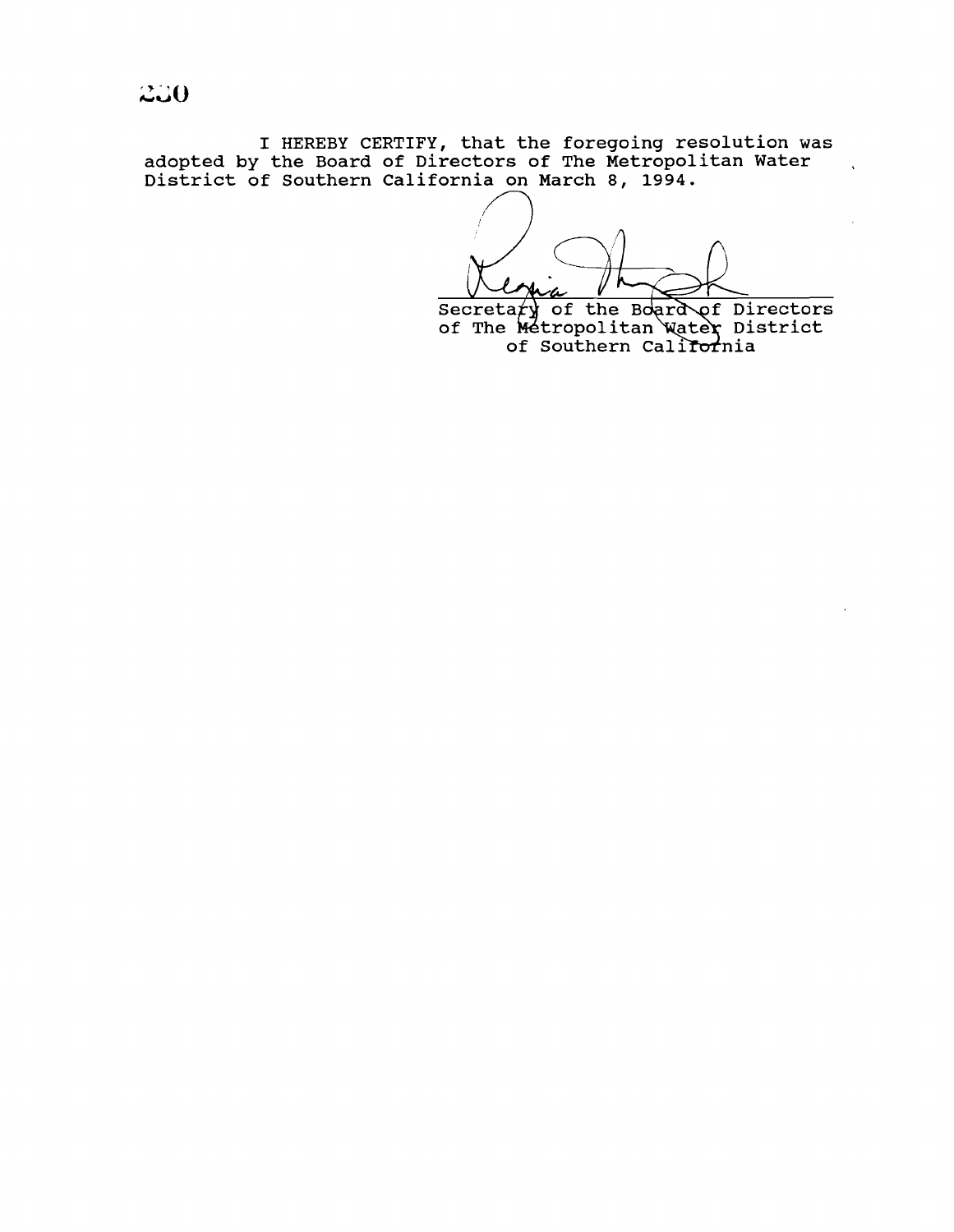I HEREBY CERTIFY, that the foregoing resolution was adopted by the Board of Directors of The Metropolitan Water District of Southern California on March 8, 1994.

Secretary of the Board of Directors
of The Metropolitan Water District
of Southern California